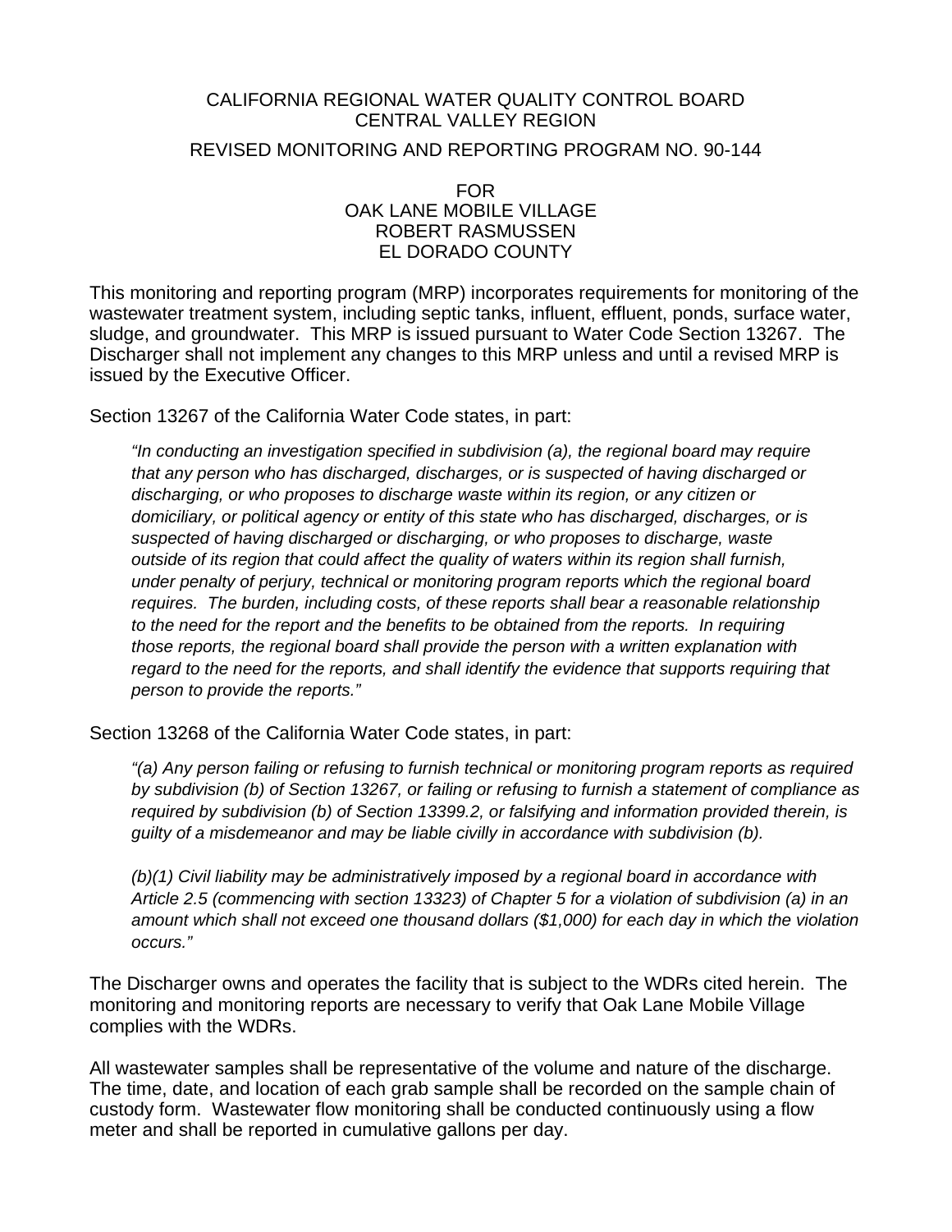# CALIFORNIA REGIONAL WATER QUALITY CONTROL BOARD
# CENTRAL VALLEY REGION

## REVISED MONITORING AND REPORTING PROGRAM NO. 90-144

### FOR
### OAK LANE MOBILE VILLAGE
### ROBERT RASMUSSEN
### EL DORADO COUNTY

This monitoring and reporting program (MRP) incorporates requirements for monitoring of the wastewater treatment system, including septic tanks, influent, effluent, ponds, surface water, sludge, and groundwater. This MRP is issued pursuant to Water Code Section 13267. The Discharger shall not implement any changes to this MRP unless and until a revised MRP is issued by the Executive Officer.

Section 13267 of the California Water Code states, in part:

> *"In conducting an investigation specified in subdivision (a), the regional board may require that any person who has discharged, discharges, or is suspected of having discharged or discharging, or who proposes to discharge waste within its region, or any citizen or domiciliary, or political agency or entity of this state who has discharged, discharges, or is suspected of having discharged or discharging, or who proposes to discharge, waste outside of its region that could affect the quality of waters within its region shall furnish, under penalty of perjury, technical or monitoring program reports which the regional board requires. The burden, including costs, of these reports shall bear a reasonable relationship to the need for the report and the benefits to be obtained from the reports. In requiring those reports, the regional board shall provide the person with a written explanation with regard to the need for the reports, and shall identify the evidence that supports requiring that person to provide the reports."*

Section 13268 of the California Water Code states, in part:

> *"(a) Any person failing or refusing to furnish technical or monitoring program reports as required by subdivision (b) of Section 13267, or failing or refusing to furnish a statement of compliance as required by subdivision (b) of Section 13399.2, or falsifying and information provided therein, is guilty of a misdemeanor and may be liable civilly in accordance with subdivision (b).*
>
> *(b)(1) Civil liability may be administratively imposed by a regional board in accordance with Article 2.5 (commencing with section 13323) of Chapter 5 for a violation of subdivision (a) in an amount which shall not exceed one thousand dollars ($1,000) for each day in which the violation occurs."*

The Discharger owns and operates the facility that is subject to the WDRs cited herein. The monitoring and monitoring reports are necessary to verify that Oak Lane Mobile Village complies with the WDRs.

All wastewater samples shall be representative of the volume and nature of the discharge. The time, date, and location of each grab sample shall be recorded on the sample chain of custody form. Wastewater flow monitoring shall be conducted continuously using a flow meter and shall be reported in cumulative gallons per day.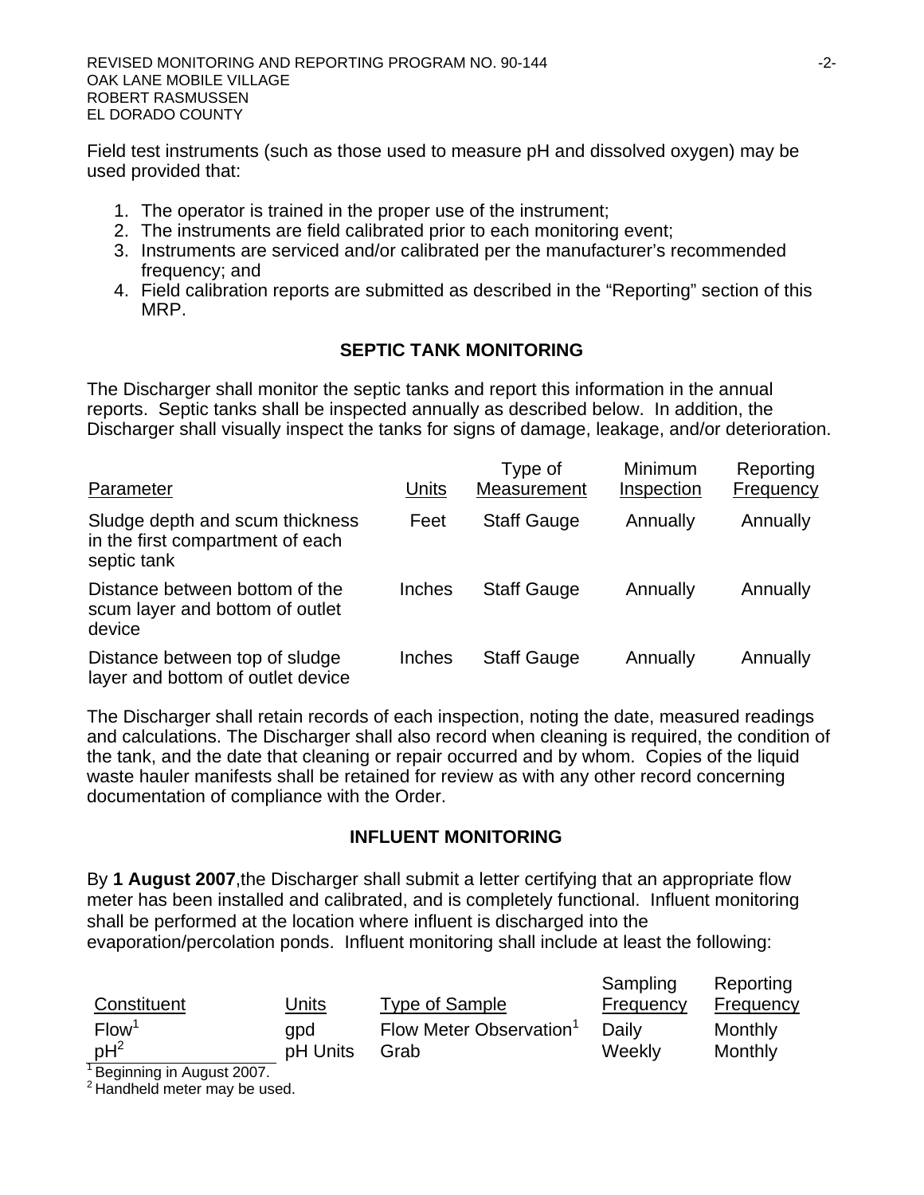Field test instruments (such as those used to measure pH and dissolved oxygen) may be used provided that:

1. The operator is trained in the proper use of the instrument;
2. The instruments are field calibrated prior to each monitoring event;
3. Instruments are serviced and/or calibrated per the manufacturer's recommended frequency; and
4. Field calibration reports are submitted as described in the "Reporting" section of this MRP.

## SEPTIC TANK MONITORING

The Discharger shall monitor the septic tanks and report this information in the annual reports. Septic tanks shall be inspected annually as described below. In addition, the Discharger shall visually inspect the tanks for signs of damage, leakage, and/or deterioration.

| Parameter | Units | Type of Measurement | Minimum Inspection | Reporting Frequency |
|---|---|---|---|---|
| Sludge depth and scum thickness in the first compartment of each septic tank | Feet | Staff Gauge | Annually | Annually |
| Distance between bottom of the scum layer and bottom of outlet device | Inches | Staff Gauge | Annually | Annually |
| Distance between top of sludge layer and bottom of outlet device | Inches | Staff Gauge | Annually | Annually |

The Discharger shall retain records of each inspection, noting the date, measured readings and calculations. The Discharger shall also record when cleaning is required, the condition of the tank, and the date that cleaning or repair occurred and by whom. Copies of the liquid waste hauler manifests shall be retained for review as with any other record concerning documentation of compliance with the Order.

## INFLUENT MONITORING

By **1 August 2007**,the Discharger shall submit a letter certifying that an appropriate flow meter has been installed and calibrated, and is completely functional. Influent monitoring shall be performed at the location where influent is discharged into the evaporation/percolation ponds. Influent monitoring shall include at least the following:

| Constituent | Units | Type of Sample | Sampling Frequency | Reporting Frequency |
|---|---|---|---|---|
| Flow[1] | gpd | Flow Meter Observation[1] | Daily | Monthly |
| pH[2] | pH Units | Grab | Weekly | Monthly |

[1] Beginning in August 2007.
[2] Handheld meter may be used.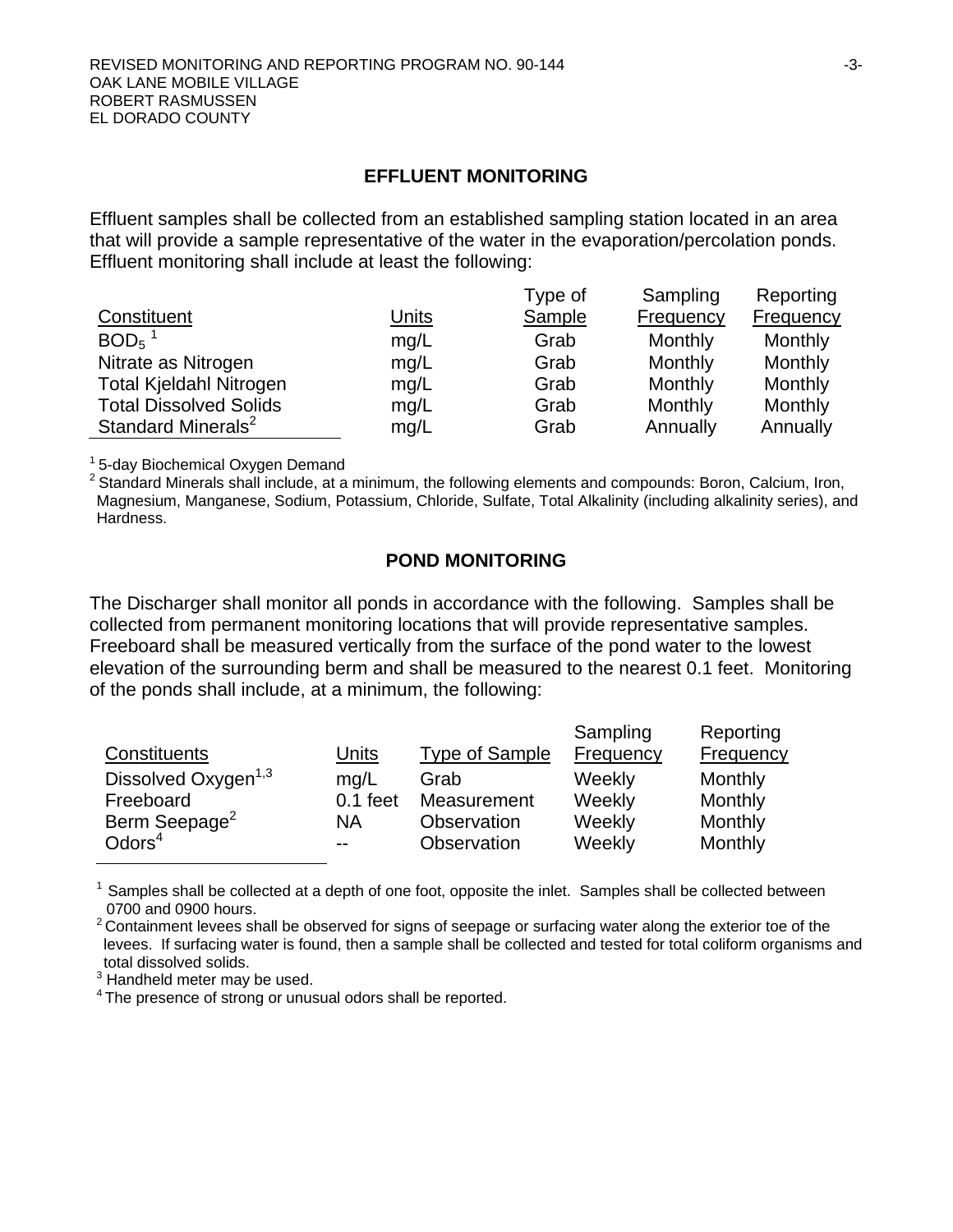## EFFLUENT MONITORING

Effluent samples shall be collected from an established sampling station located in an area that will provide a sample representative of the water in the evaporation/percolation ponds. Effluent monitoring shall include at least the following:

| Constituent | Units | Type of Sample | Sampling Frequency | Reporting Frequency |
|---|---|---|---|---|
| $BOD_5$ [1] | mg/L | Grab | Monthly | Monthly |
| Nitrate as Nitrogen | mg/L | Grab | Monthly | Monthly |
| Total Kjeldahl Nitrogen | mg/L | Grab | Monthly | Monthly |
| Total Dissolved Solids | mg/L | Grab | Monthly | Monthly |
| Standard Minerals[2] | mg/L | Grab | Annually | Annually |

[1] 5-day Biochemical Oxygen Demand

[2] Standard Minerals shall include, at a minimum, the following elements and compounds: Boron, Calcium, Iron, Magnesium, Manganese, Sodium, Potassium, Chloride, Sulfate, Total Alkalinity (including alkalinity series), and Hardness.

## POND MONITORING

The Discharger shall monitor all ponds in accordance with the following. Samples shall be collected from permanent monitoring locations that will provide representative samples. Freeboard shall be measured vertically from the surface of the pond water to the lowest elevation of the surrounding berm and shall be measured to the nearest 0.1 feet. Monitoring of the ponds shall include, at a minimum, the following:

| Constituents | Units | Type of Sample | Sampling Frequency | Reporting Frequency |
|---|---|---|---|---|
| Dissolved Oxygen[1,3] | mg/L | Grab | Weekly | Monthly |
| Freeboard | 0.1 feet | Measurement | Weekly | Monthly |
| Berm Seepage[2] | NA | Observation | Weekly | Monthly |
| Odors[4] | -- | Observation | Weekly | Monthly |

[1] Samples shall be collected at a depth of one foot, opposite the inlet. Samples shall be collected between 0700 and 0900 hours.

[2] Containment levees shall be observed for signs of seepage or surfacing water along the exterior toe of the levees. If surfacing water is found, then a sample shall be collected and tested for total coliform organisms and total dissolved solids.

[3] Handheld meter may be used.

[4] The presence of strong or unusual odors shall be reported.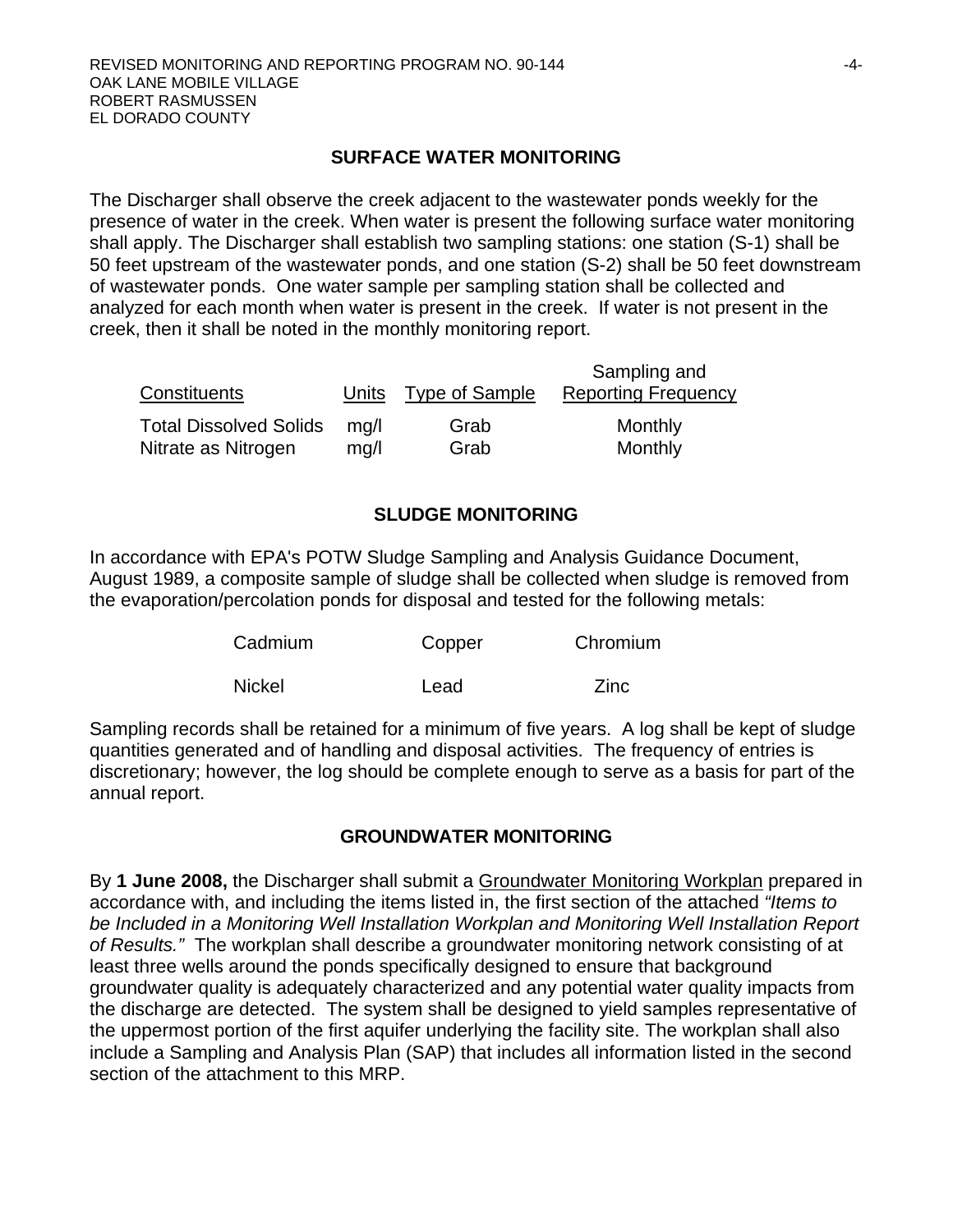## SURFACE WATER MONITORING

The Discharger shall observe the creek adjacent to the wastewater ponds weekly for the presence of water in the creek. When water is present the following surface water monitoring shall apply. The Discharger shall establish two sampling stations: one station (S-1) shall be 50 feet upstream of the wastewater ponds, and one station (S-2) shall be 50 feet downstream of wastewater ponds. One water sample per sampling station shall be collected and analyzed for each month when water is present in the creek. If water is not present in the creek, then it shall be noted in the monthly monitoring report.

| Constituents | Units | Type of Sample | Sampling and Reporting Frequency |
|---|---|---|---|
| Total Dissolved Solids | mg/l | Grab | Monthly |
| Nitrate as Nitrogen | mg/l | Grab | Monthly |

## SLUDGE MONITORING

In accordance with EPA's POTW Sludge Sampling and Analysis Guidance Document, August 1989, a composite sample of sludge shall be collected when sludge is removed from the evaporation/percolation ponds for disposal and tested for the following metals:

| | | |
|---|---|---|
| Cadmium | Copper | Chromium |
| Nickel | Lead | Zinc |

Sampling records shall be retained for a minimum of five years. A log shall be kept of sludge quantities generated and of handling and disposal activities. The frequency of entries is discretionary; however, the log should be complete enough to serve as a basis for part of the annual report.

## GROUNDWATER MONITORING

By **1 June 2008,** the Discharger shall submit a Groundwater Monitoring Workplan prepared in accordance with, and including the items listed in, the first section of the attached *"Items to be Included in a Monitoring Well Installation Workplan and Monitoring Well Installation Report of Results."* The workplan shall describe a groundwater monitoring network consisting of at least three wells around the ponds specifically designed to ensure that background groundwater quality is adequately characterized and any potential water quality impacts from the discharge are detected. The system shall be designed to yield samples representative of the uppermost portion of the first aquifer underlying the facility site. The workplan shall also include a Sampling and Analysis Plan (SAP) that includes all information listed in the second section of the attachment to this MRP.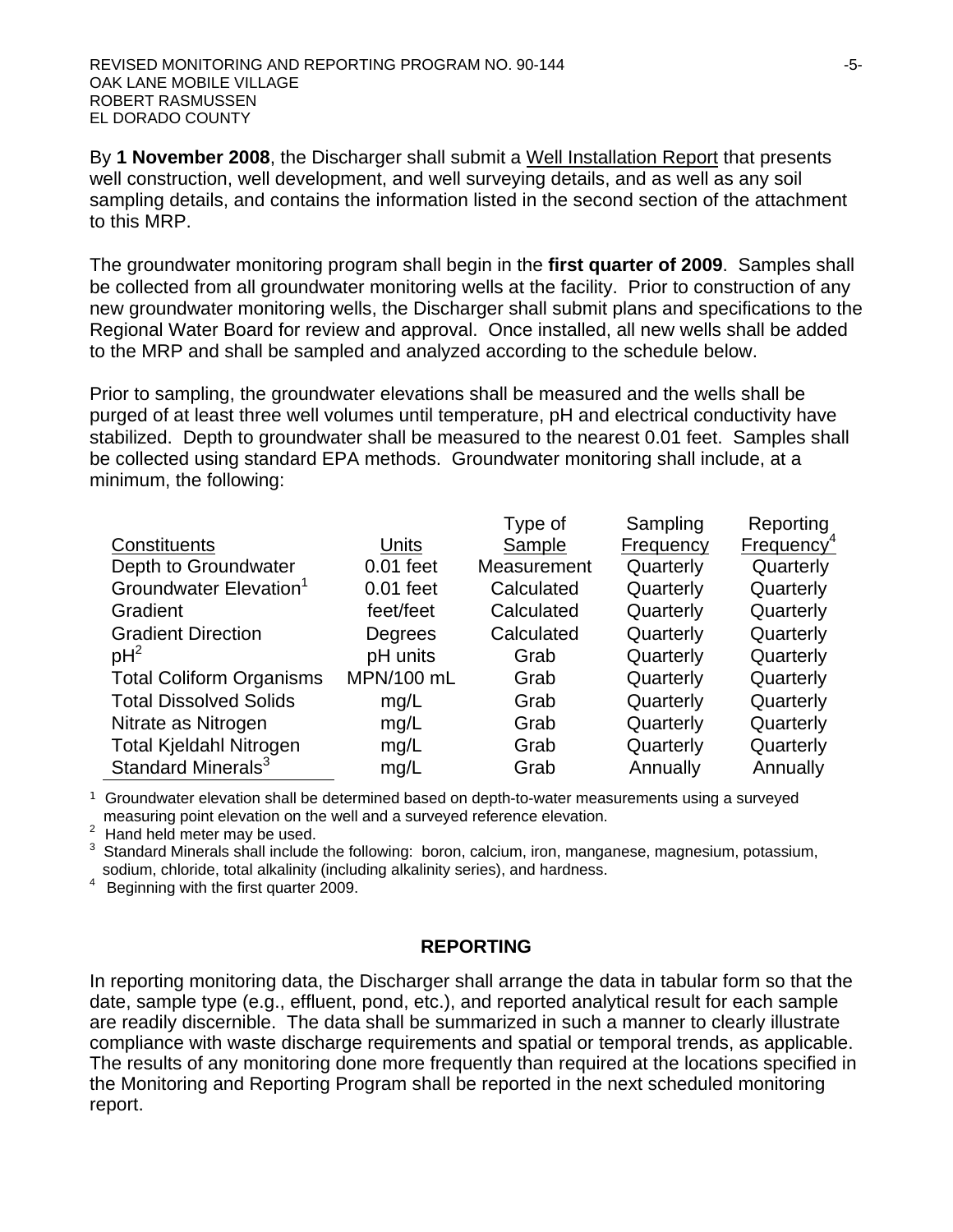By **1 November 2008**, the Discharger shall submit a Well Installation Report that presents well construction, well development, and well surveying details, and as well as any soil sampling details, and contains the information listed in the second section of the attachment to this MRP.

The groundwater monitoring program shall begin in the **first quarter of 2009**. Samples shall be collected from all groundwater monitoring wells at the facility. Prior to construction of any new groundwater monitoring wells, the Discharger shall submit plans and specifications to the Regional Water Board for review and approval. Once installed, all new wells shall be added to the MRP and shall be sampled and analyzed according to the schedule below.

Prior to sampling, the groundwater elevations shall be measured and the wells shall be purged of at least three well volumes until temperature, pH and electrical conductivity have stabilized. Depth to groundwater shall be measured to the nearest 0.01 feet. Samples shall be collected using standard EPA methods. Groundwater monitoring shall include, at a minimum, the following:

| Constituents | Units | Type of Sample | Sampling Frequency | Reporting Frequency[4] |
|---|---|---|---|---|
| Depth to Groundwater | 0.01 feet | Measurement | Quarterly | Quarterly |
| Groundwater Elevation[1] | 0.01 feet | Calculated | Quarterly | Quarterly |
| Gradient | feet/feet | Calculated | Quarterly | Quarterly |
| Gradient Direction | Degrees | Calculated | Quarterly | Quarterly |
| pH[2] | pH units | Grab | Quarterly | Quarterly |
| Total Coliform Organisms | MPN/100 mL | Grab | Quarterly | Quarterly |
| Total Dissolved Solids | mg/L | Grab | Quarterly | Quarterly |
| Nitrate as Nitrogen | mg/L | Grab | Quarterly | Quarterly |
| Total Kjeldahl Nitrogen | mg/L | Grab | Quarterly | Quarterly |
| Standard Minerals[3] | mg/L | Grab | Annually | Annually |

[1] Groundwater elevation shall be determined based on depth-to-water measurements using a surveyed measuring point elevation on the well and a surveyed reference elevation.
[2] Hand held meter may be used.
[3] Standard Minerals shall include the following: boron, calcium, iron, manganese, magnesium, potassium, sodium, chloride, total alkalinity (including alkalinity series), and hardness.
[4] Beginning with the first quarter 2009.

## REPORTING

In reporting monitoring data, the Discharger shall arrange the data in tabular form so that the date, sample type (e.g., effluent, pond, etc.), and reported analytical result for each sample are readily discernible. The data shall be summarized in such a manner to clearly illustrate compliance with waste discharge requirements and spatial or temporal trends, as applicable. The results of any monitoring done more frequently than required at the locations specified in the Monitoring and Reporting Program shall be reported in the next scheduled monitoring report.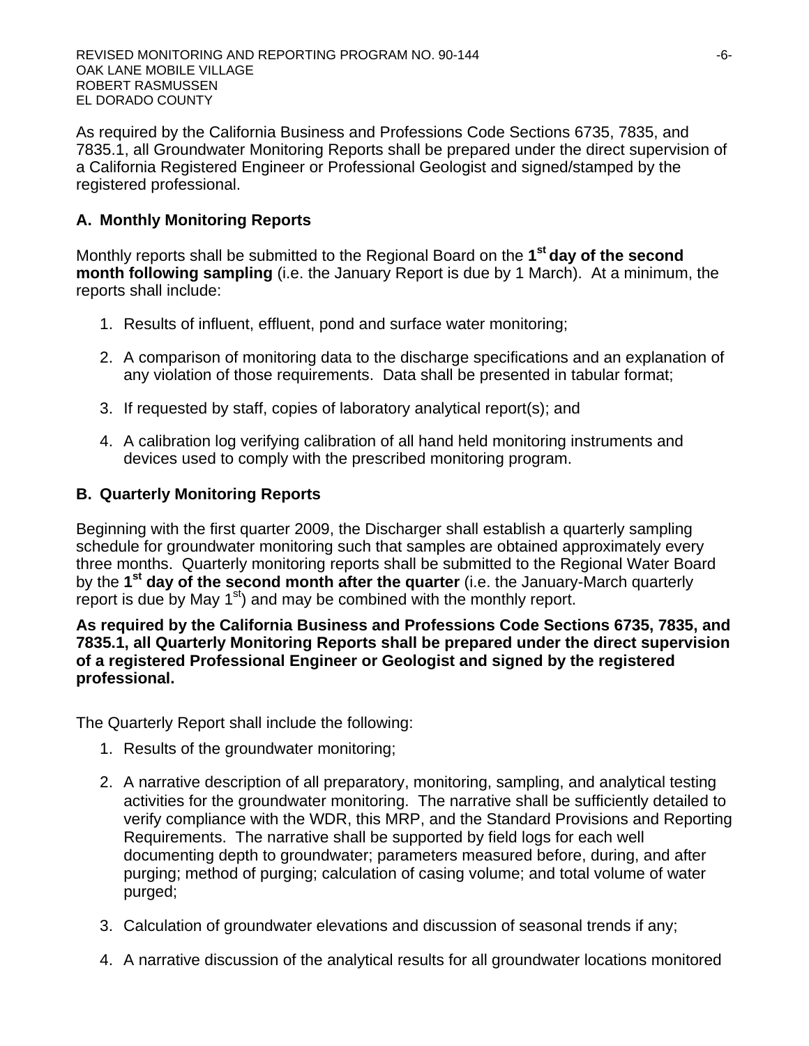As required by the California Business and Professions Code Sections 6735, 7835, and 7835.1, all Groundwater Monitoring Reports shall be prepared under the direct supervision of a California Registered Engineer or Professional Geologist and signed/stamped by the registered professional.

### A. Monthly Monitoring Reports

Monthly reports shall be submitted to the Regional Board on the **1st day of the second month following sampling** (i.e. the January Report is due by 1 March). At a minimum, the reports shall include:

1. Results of influent, effluent, pond and surface water monitoring;

2. A comparison of monitoring data to the discharge specifications and an explanation of any violation of those requirements. Data shall be presented in tabular format;

3. If requested by staff, copies of laboratory analytical report(s); and

4. A calibration log verifying calibration of all hand held monitoring instruments and devices used to comply with the prescribed monitoring program.

### B. Quarterly Monitoring Reports

Beginning with the first quarter 2009, the Discharger shall establish a quarterly sampling schedule for groundwater monitoring such that samples are obtained approximately every three months. Quarterly monitoring reports shall be submitted to the Regional Water Board by the **1st day of the second month after the quarter** (i.e. the January-March quarterly report is due by May 1st) and may be combined with the monthly report.

**As required by the California Business and Professions Code Sections 6735, 7835, and 7835.1, all Quarterly Monitoring Reports shall be prepared under the direct supervision of a registered Professional Engineer or Geologist and signed by the registered professional.**

The Quarterly Report shall include the following:

1. Results of the groundwater monitoring;

2. A narrative description of all preparatory, monitoring, sampling, and analytical testing activities for the groundwater monitoring. The narrative shall be sufficiently detailed to verify compliance with the WDR, this MRP, and the Standard Provisions and Reporting Requirements. The narrative shall be supported by field logs for each well documenting depth to groundwater; parameters measured before, during, and after purging; method of purging; calculation of casing volume; and total volume of water purged;

3. Calculation of groundwater elevations and discussion of seasonal trends if any;

4. A narrative discussion of the analytical results for all groundwater locations monitored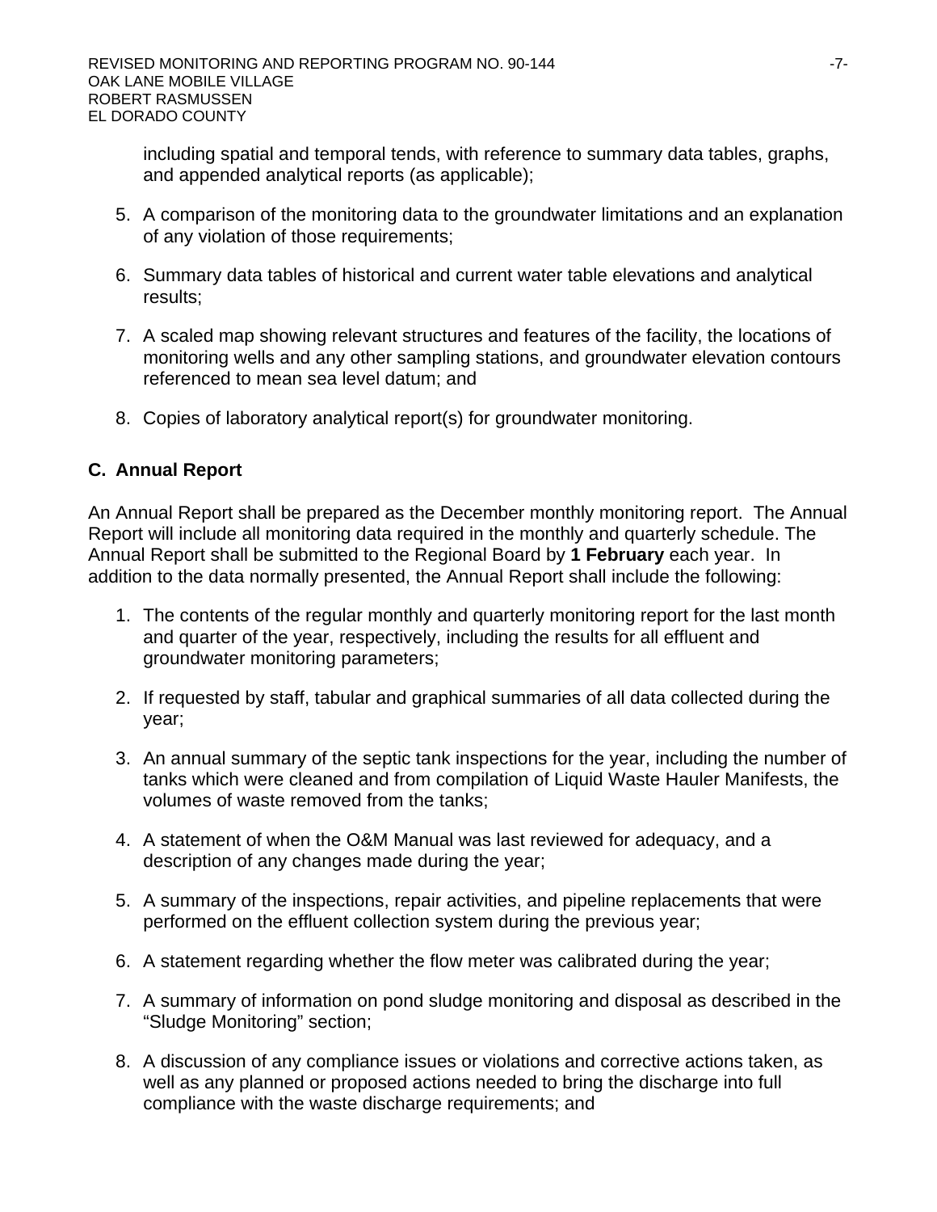including spatial and temporal tends, with reference to summary data tables, graphs, and appended analytical reports (as applicable);

5. A comparison of the monitoring data to the groundwater limitations and an explanation of any violation of those requirements;

6. Summary data tables of historical and current water table elevations and analytical results;

7. A scaled map showing relevant structures and features of the facility, the locations of monitoring wells and any other sampling stations, and groundwater elevation contours referenced to mean sea level datum; and

8. Copies of laboratory analytical report(s) for groundwater monitoring.

## C. Annual Report

An Annual Report shall be prepared as the December monthly monitoring report. The Annual Report will include all monitoring data required in the monthly and quarterly schedule. The Annual Report shall be submitted to the Regional Board by **1 February** each year. In addition to the data normally presented, the Annual Report shall include the following:

1. The contents of the regular monthly and quarterly monitoring report for the last month and quarter of the year, respectively, including the results for all effluent and groundwater monitoring parameters;

2. If requested by staff, tabular and graphical summaries of all data collected during the year;

3. An annual summary of the septic tank inspections for the year, including the number of tanks which were cleaned and from compilation of Liquid Waste Hauler Manifests, the volumes of waste removed from the tanks;

4. A statement of when the O&M Manual was last reviewed for adequacy, and a description of any changes made during the year;

5. A summary of the inspections, repair activities, and pipeline replacements that were performed on the effluent collection system during the previous year;

6. A statement regarding whether the flow meter was calibrated during the year;

7. A summary of information on pond sludge monitoring and disposal as described in the "Sludge Monitoring" section;

8. A discussion of any compliance issues or violations and corrective actions taken, as well as any planned or proposed actions needed to bring the discharge into full compliance with the waste discharge requirements; and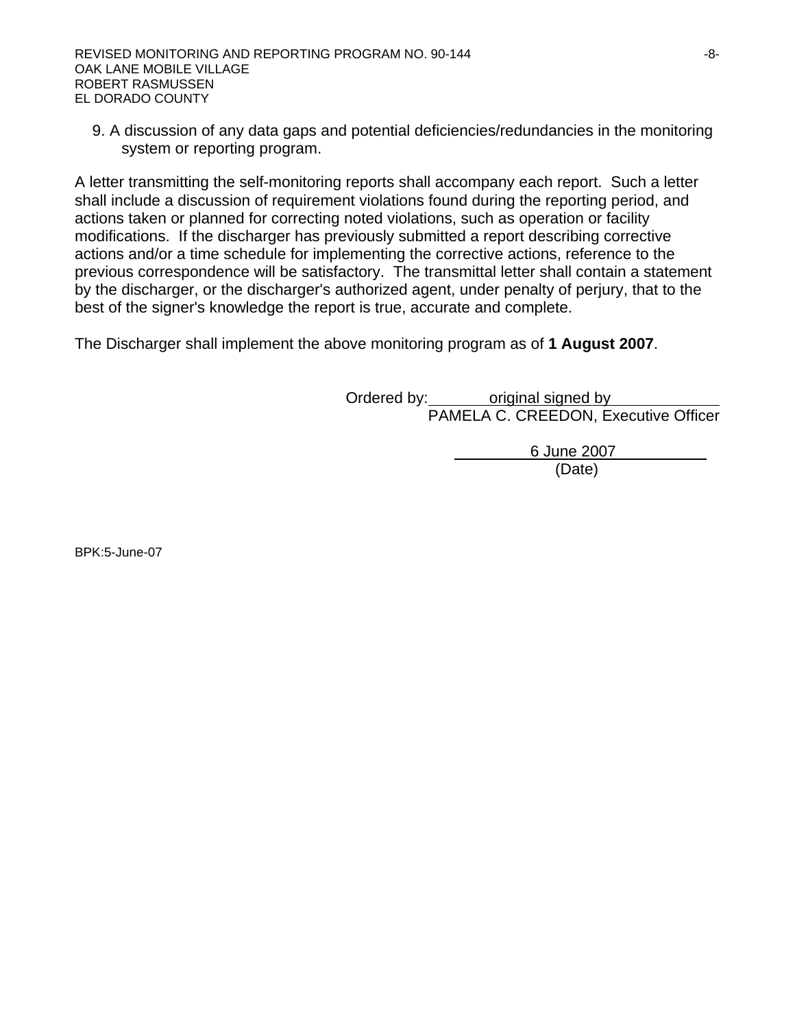9. A discussion of any data gaps and potential deficiencies/redundancies in the monitoring system or reporting program.

A letter transmitting the self-monitoring reports shall accompany each report. Such a letter shall include a discussion of requirement violations found during the reporting period, and actions taken or planned for correcting noted violations, such as operation or facility modifications. If the discharger has previously submitted a report describing corrective actions and/or a time schedule for implementing the corrective actions, reference to the previous correspondence will be satisfactory. The transmittal letter shall contain a statement by the discharger, or the discharger's authorized agent, under penalty of perjury, that to the best of the signer's knowledge the report is true, accurate and complete.

The Discharger shall implement the above monitoring program as of **1 August 2007**.

Ordered by: original signed by
PAMELA C. CREEDON, Executive Officer

6 June 2007
(Date)

BPK:5-June-07